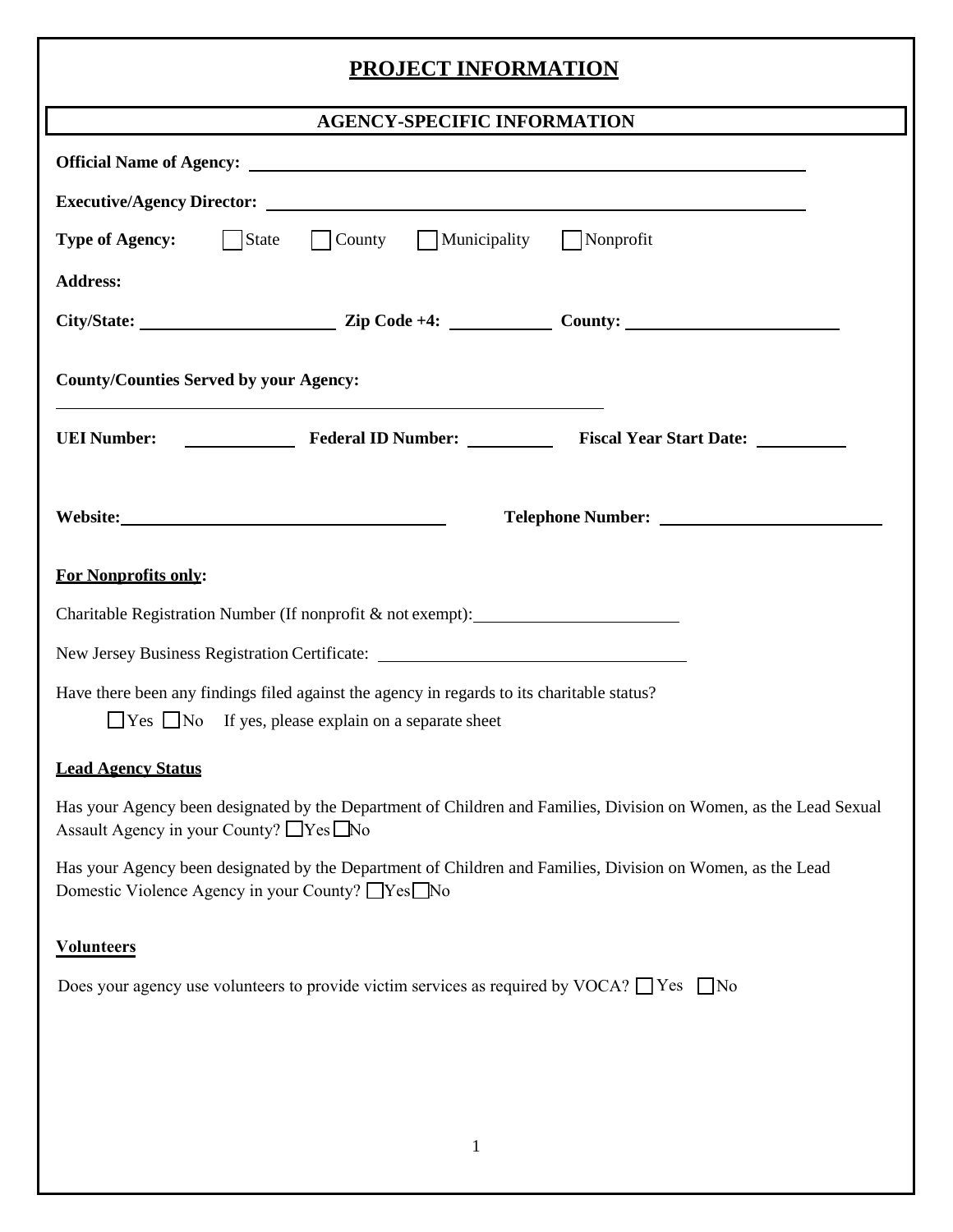# PROJECT INFORMATION

## AGENCY-SPECIFIC INFORMATION

**Official Name of Agency:** ______________________________

**Executive/Agency Director:** ______________________________

**Type of Agency:** ☐ State ☐ County ☐ Municipality ☐ Nonprofit

**Address:**

**City/State:** ______________ **Zip Code +4:** __________ **County:** ______________

**County/Counties Served by your Agency:**

______________________________

**UEI Number:** __________ **Federal ID Number:** __________ **Fiscal Year Start Date:** __________

**Website:** ______________________________ **Telephone Number:** ______________________________

**For Nonprofits only:**

Charitable Registration Number (If nonprofit & not exempt): ______________________________

New Jersey Business Registration Certificate: ______________________________

Have there been any findings filed against the agency in regards to its charitable status?

☐ Yes ☐ No If yes, please explain on a separate sheet

**Lead Agency Status**

Has your Agency been designated by the Department of Children and Families, Division on Women, as the Lead Sexual Assault Agency in your County? ☐ Yes ☐ No

Has your Agency been designated by the Department of Children and Families, Division on Women, as the Lead Domestic Violence Agency in your County? ☐ Yes ☐ No

**Volunteers**

Does your agency use volunteers to provide victim services as required by VOCA? ☐ Yes ☐ No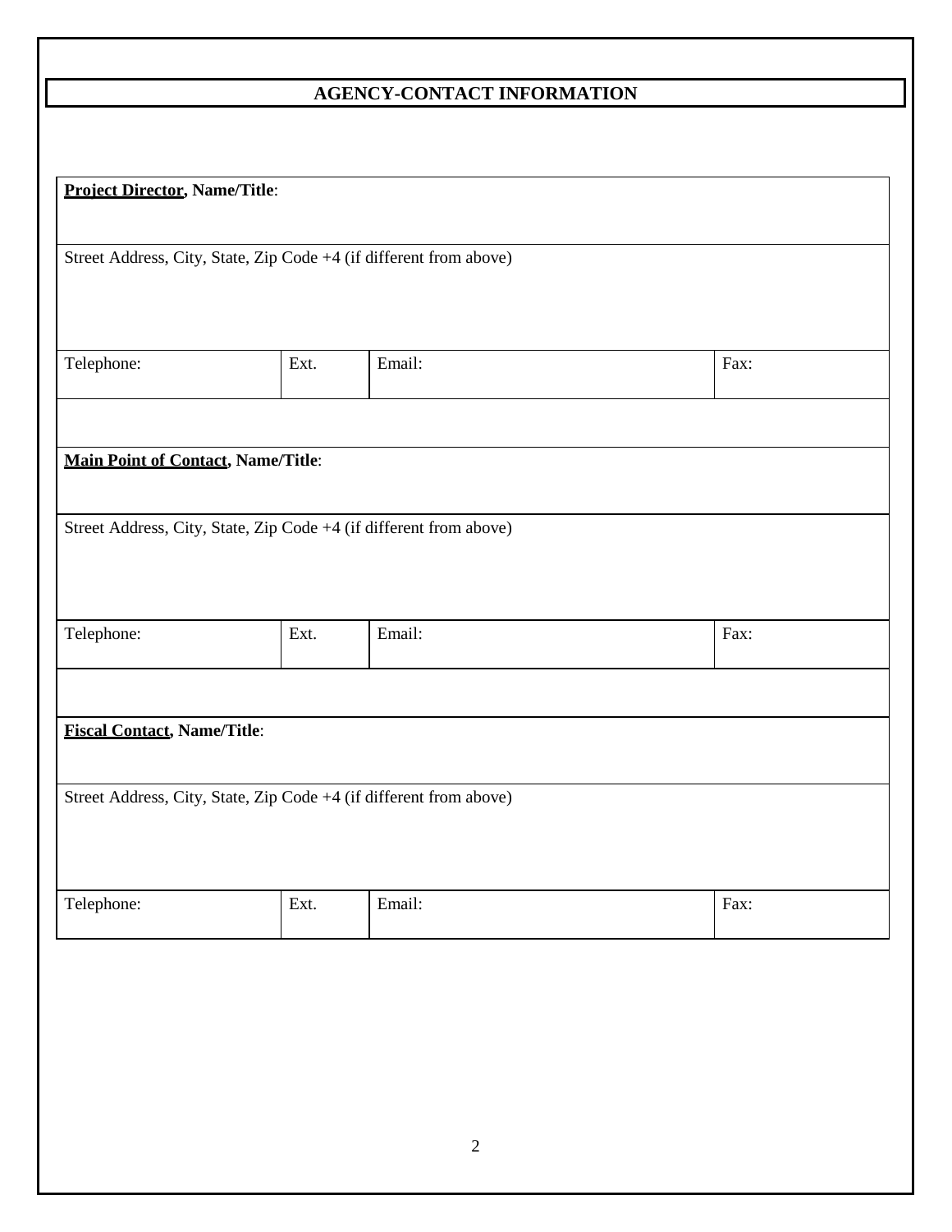## AGENCY-CONTACT INFORMATION

| **Project Director, Name/Title**: | | | |
|---|---|---|---|
| Street Address, City, State, Zip Code +4 (if different from above) | | | |
| Telephone: | Ext. | Email: | Fax: |
| | | | |
| **Main Point of Contact, Name/Title**: | | | |
| Street Address, City, State, Zip Code +4 (if different from above) | | | |
| Telephone: | Ext. | Email: | Fax: |
| | | | |
| **Fiscal Contact, Name/Title**: | | | |
| Street Address, City, State, Zip Code +4 (if different from above) | | | |
| Telephone: | Ext. | Email: | Fax: |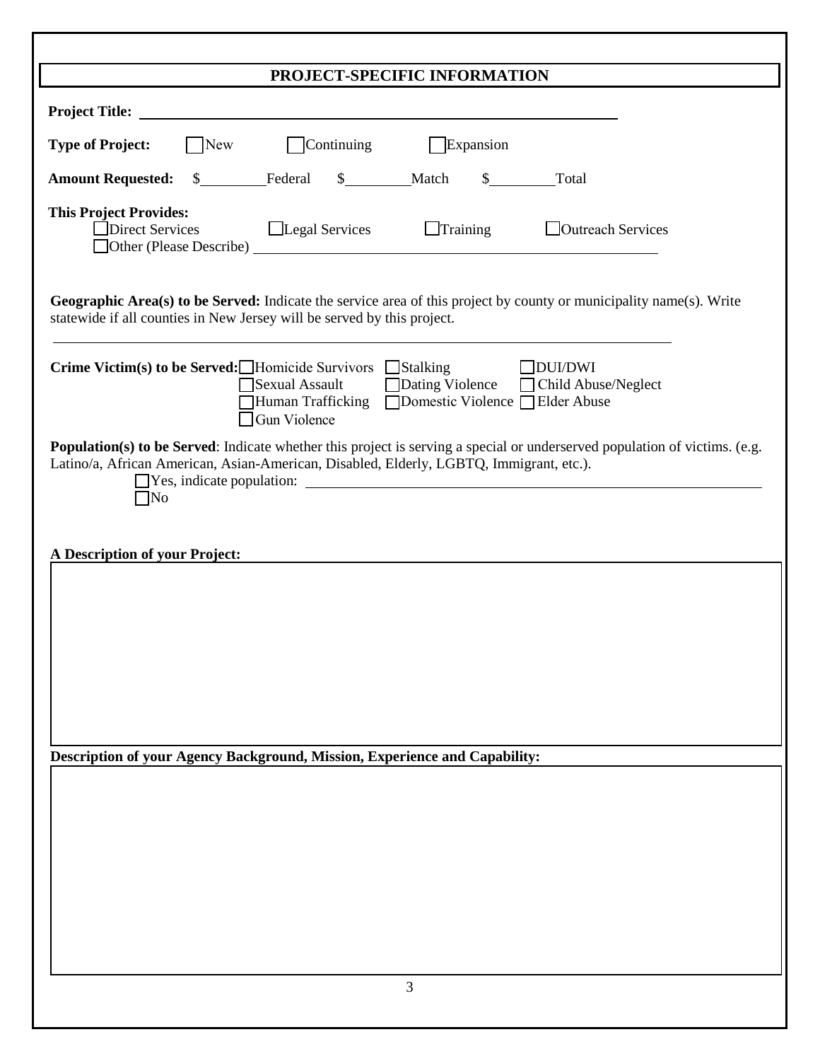## PROJECT-SPECIFIC INFORMATION

**Project Title:** ______________________________

**Type of Project:** ☐ New ☐ Continuing ☐ Expansion

**Amount Requested:** $________ Federal $________ Match $________ Total

**This Project Provides:**
☐ Direct Services ☐ Legal Services ☐ Training ☐ Outreach Services
☐ Other (Please Describe) ______________________________

**Geographic Area(s) to be Served:** Indicate the service area of this project by county or municipality name(s). Write statewide if all counties in New Jersey will be served by this project.

______________________________

**Crime Victim(s) to be Served:** ☐ Homicide Survivors ☐ Stalking ☐ DUI/DWI ☐ Sexual Assault ☐ Dating Violence ☐ Child Abuse/Neglect ☐ Human Trafficking ☐ Domestic Violence ☐ Elder Abuse ☐ Gun Violence

**Population(s) to be Served**: Indicate whether this project is serving a special or underserved population of victims. (e.g. Latino/a, African American, Asian-American, Disabled, Elderly, LGBTQ, Immigrant, etc.).
☐ Yes, indicate population: ______________________________
☐ No

**A Description of your Project:**

**Description of your Agency Background, Mission, Experience and Capability:**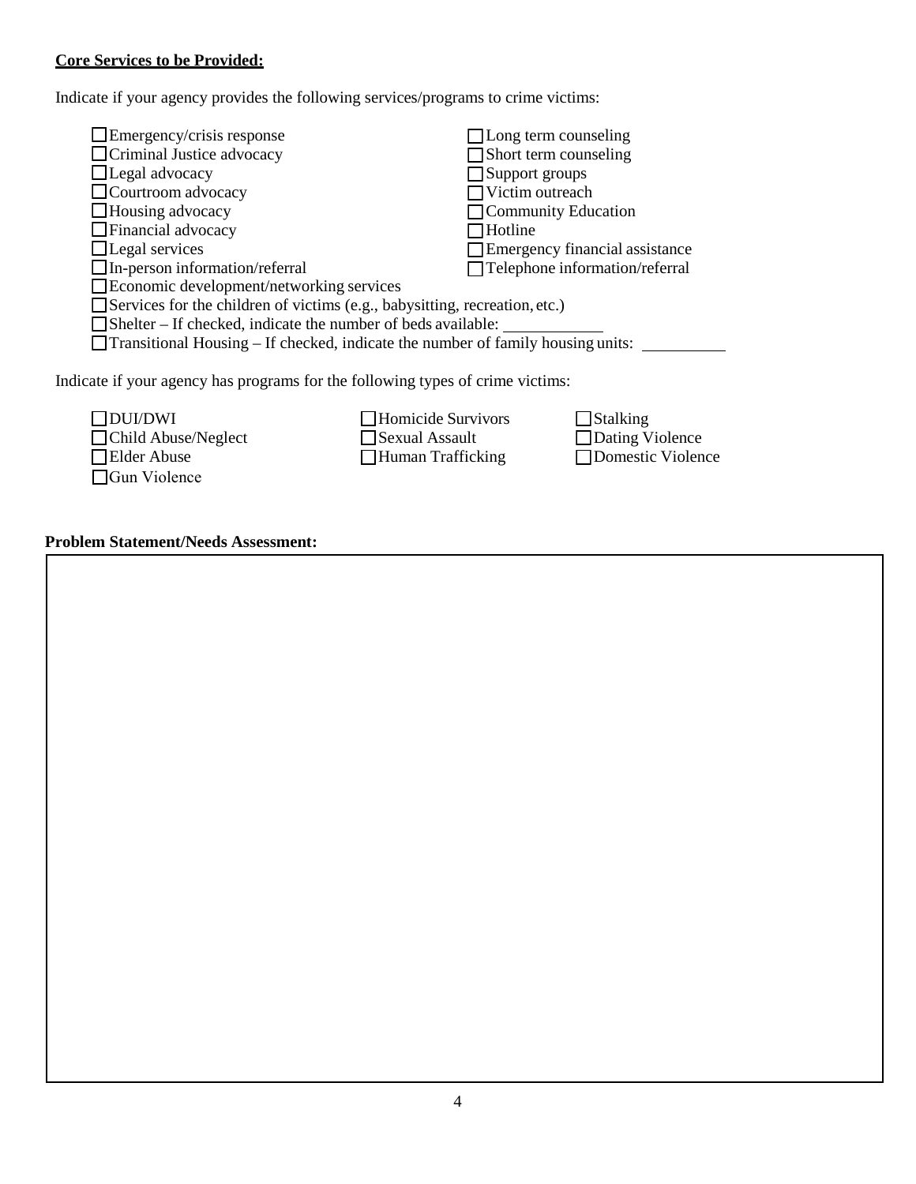**Core Services to be Provided:**

Indicate if your agency provides the following services/programs to crime victims:

- ☐ Emergency/crisis response
- ☐ Criminal Justice advocacy
- ☐ Legal advocacy
- ☐ Courtroom advocacy
- ☐ Housing advocacy
- ☐ Financial advocacy
- ☐ Legal services
- ☐ In-person information/referral
- ☐ Long term counseling
- ☐ Short term counseling
- ☐ Support groups
- ☐ Victim outreach
- ☐ Community Education
- ☐ Hotline
- ☐ Emergency financial assistance
- ☐ Telephone information/referral
- ☐ Economic development/networking services
- ☐ Services for the children of victims (e.g., babysitting, recreation, etc.)
- ☐ Shelter – If checked, indicate the number of beds available: ____________
- ☐ Transitional Housing – If checked, indicate the number of family housing units: __________

Indicate if your agency has programs for the following types of crime victims:

- ☐ DUI/DWI
- ☐ Child Abuse/Neglect
- ☐ Elder Abuse
- ☐ Gun Violence
- ☐ Homicide Survivors
- ☐ Sexual Assault
- ☐ Human Trafficking
- ☐ Stalking
- ☐ Dating Violence
- ☐ Domestic Violence

**Problem Statement/Needs Assessment:**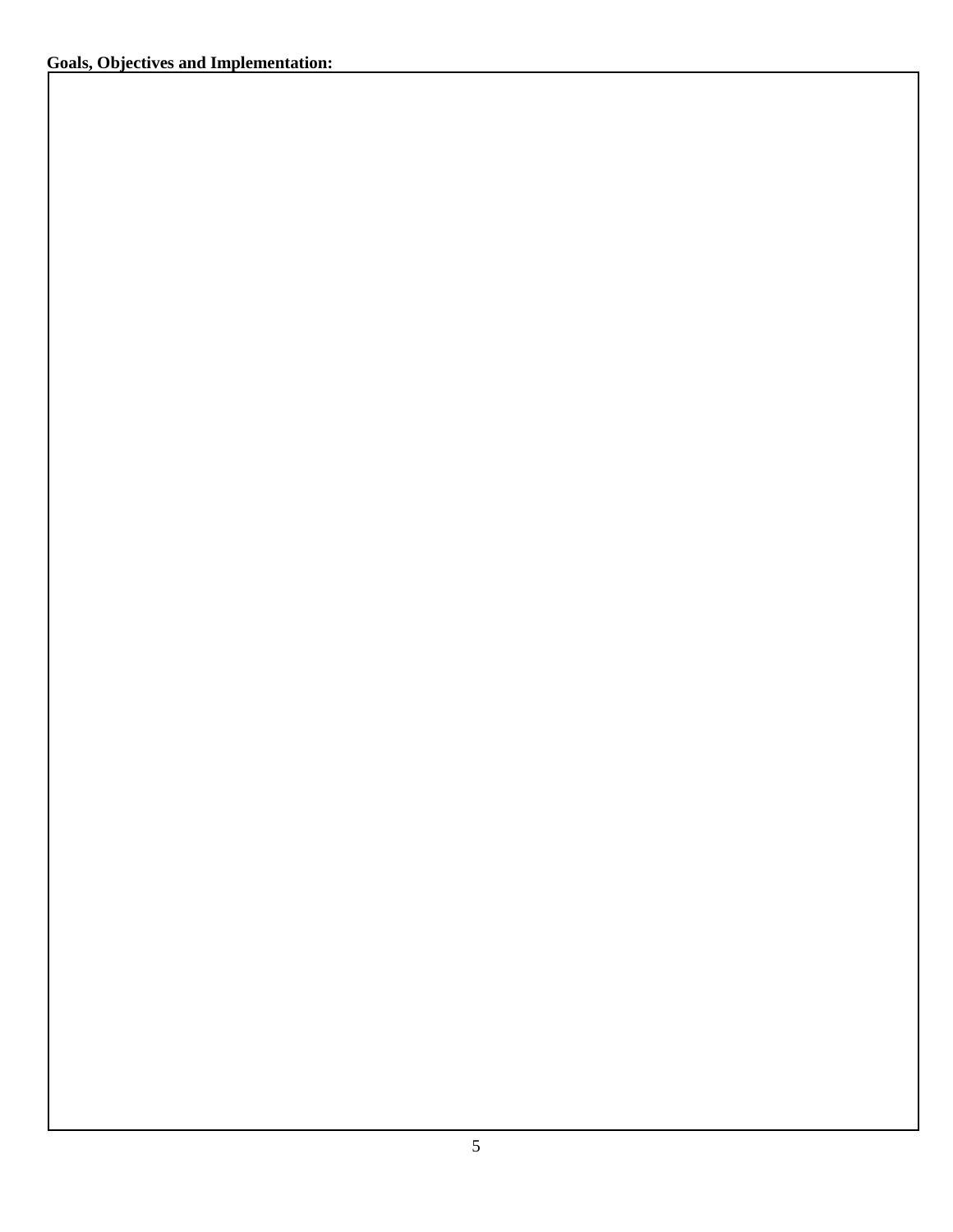**Goals, Objectives and Implementation:**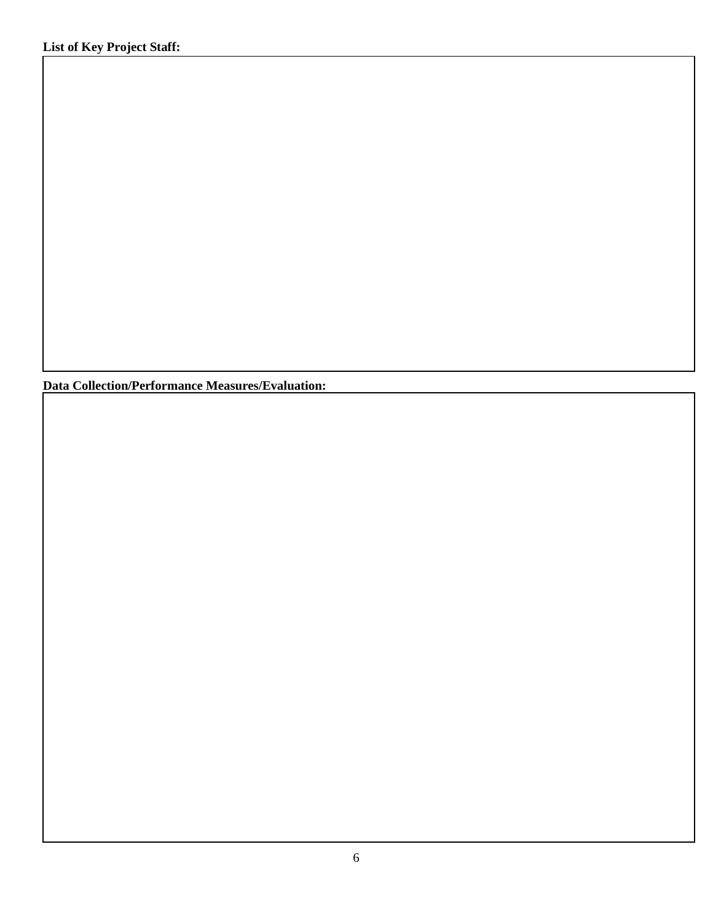**List of Key Project Staff:**

**Data Collection/Performance Measures/Evaluation:**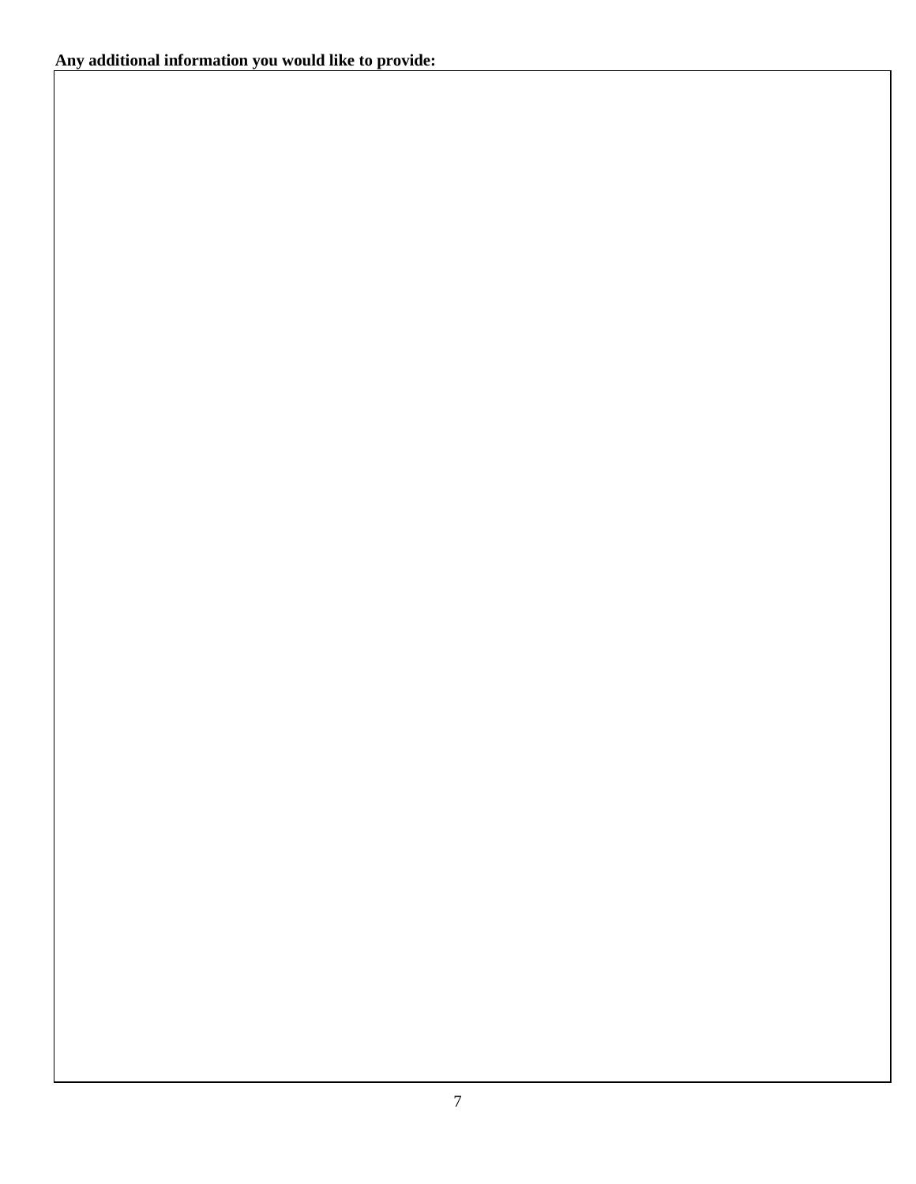**Any additional information you would like to provide:**